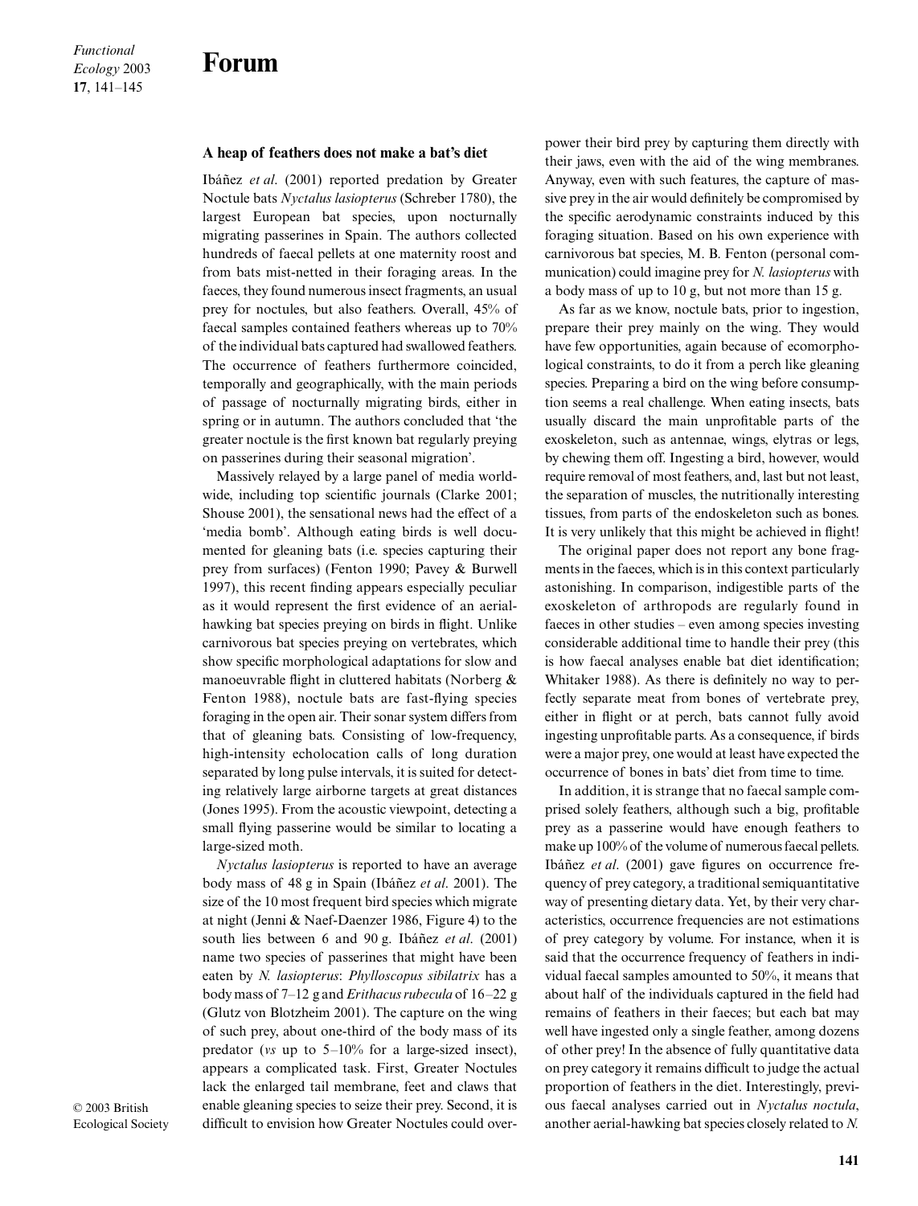# Forum

### A heap of feathers does not make a bat's diet

Ibáñez *et al*. (2001) reported predation by Greater Noctule bats *Nyctalus lasiopterus* (Schreber 1780), the largest European bat species, upon nocturnally migrating passerines in Spain. The authors collected hundreds of faecal pellets at one maternity roost and from bats mist-netted in their foraging areas. In the faeces, they found numerous insect fragments, an usual prey for noctules, but also feathers. Overall, 45% of faecal samples contained feathers whereas up to 70% of the individual bats captured had swallowed feathers. The occurrence of feathers furthermore coincided, temporally and geographically, with the main periods of passage of nocturnally migrating birds, either in spring or in autumn. The authors concluded that 'the greater noctule is the first known bat regularly preying on passerines during their seasonal migration'.

Massively relayed by a large panel of media worldwide, including top scientific journals (Clarke 2001; Shouse 2001), the sensational news had the effect of a 'media bomb'. Although eating birds is well documented for gleaning bats (i.e. species capturing their prey from surfaces) (Fenton 1990; Pavey & Burwell 1997), this recent finding appears especially peculiar as it would represent the first evidence of an aerial-hawking bat species preying on birds in flight. Unlike carnivorous bat species preying on vertebrates, which show specific morphological adaptations for slow and manoeuvrable flight in cluttered habitats (Norberg & Fenton 1988), noctule bats are fast-flying species foraging in the open air. Their sonar system differs from that of gleaning bats. Consisting of low-frequency, high-intensity echolocation calls of long duration separated by long pulse intervals, it is suited for detecting relatively large airborne targets at great distances (Jones 1995). From the acoustic viewpoint, detecting a small flying passerine would be similar to locating a large-sized moth.

*Nyctalus lasiopterus* is reported to have an average body mass of 48 g in Spain (Ibáñez *et al*. 2001). The size of the 10 most frequent bird species which migrate at night (Jenni & Naef-Daenzer 1986, Figure 4) to the south lies between 6 and 90 g. Ibáñez *et al*. (2001) name two species of passerines that might have been eaten by *N. lasiopterus*: *Phylloscopus sibilatrix* has a body mass of 7–12 g and *Erithacus rubecula* of 16–22 g (Glutz von Blotzheim 2001). The capture on the wing of such prey, about one-third of the body mass of its predator (*vs* up to 5–10% for a large-sized insect), appears a complicated task. First, Greater Noctules lack the enlarged tail membrane, feet and claws that enable gleaning species to seize their prey. Second, it is difficult to envision how Greater Noctules could overpower their bird prey by capturing them directly with their jaws, even with the aid of the wing membranes. Anyway, even with such features, the capture of massive prey in the air would definitely be compromised by the specific aerodynamic constraints induced by this foraging situation. Based on his own experience with carnivorous bat species, M. B. Fenton (personal communication) could imagine prey for *N. lasiopterus* with a body mass of up to 10 g, but not more than 15 g.

As far as we know, noctule bats, prior to ingestion, prepare their prey mainly on the wing. They would have few opportunities, again because of ecomorphological constraints, to do it from a perch like gleaning species. Preparing a bird on the wing before consumption seems a real challenge. When eating insects, bats usually discard the main unprofitable parts of the exoskeleton, such as antennae, wings, elytras or legs, by chewing them off. Ingesting a bird, however, would require removal of most feathers, and, last but not least, the separation of muscles, the nutritionally interesting tissues, from parts of the endoskeleton such as bones. It is very unlikely that this might be achieved in flight!

The original paper does not report any bone fragments in the faeces, which is in this context particularly astonishing. In comparison, indigestible parts of the exoskeleton of arthropods are regularly found in faeces in other studies – even among species investing considerable additional time to handle their prey (this is how faecal analyses enable bat diet identification; Whitaker 1988). As there is definitely no way to perfectly separate meat from bones of vertebrate prey, either in flight or at perch, bats cannot fully avoid ingesting unprofitable parts. As a consequence, if birds were a major prey, one would at least have expected the occurrence of bones in bats' diet from time to time.

In addition, it is strange that no faecal sample comprised solely feathers, although such a big, profitable prey as a passerine would have enough feathers to make up 100% of the volume of numerous faecal pellets. Ibáñez *et al*. (2001) gave figures on occurrence frequency of prey category, a traditional semiquantitative way of presenting dietary data. Yet, by their very characteristics, occurrence frequencies are not estimations of prey category by volume. For instance, when it is said that the occurrence frequency of feathers in individual faecal samples amounted to 50%, it means that about half of the individuals captured in the field had remains of feathers in their faeces; but each bat may well have ingested only a single feather, among dozens of other prey! In the absence of fully quantitative data on prey category it remains difficult to judge the actual proportion of feathers in the diet. Interestingly, previous faecal analyses carried out in *Nyctalus noctula*, another aerial-hawking bat species closely related to *N.*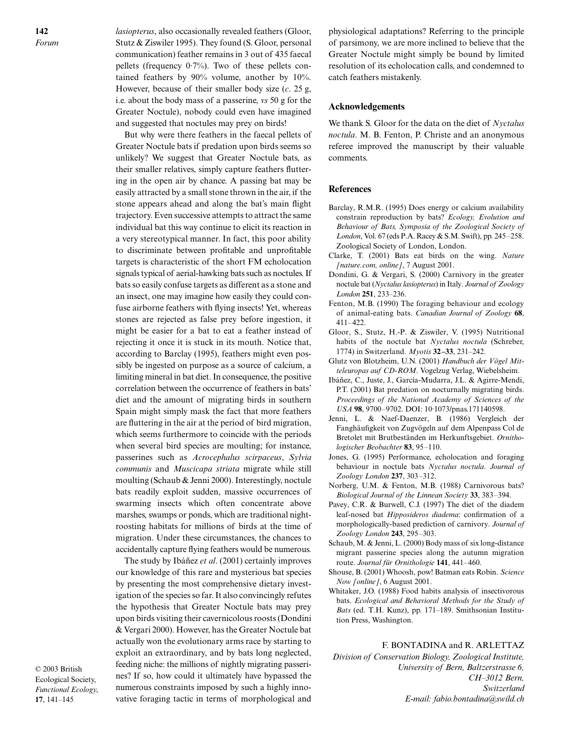*lasiopterus*, also occasionally revealed feathers (Gloor, Stutz & Ziswiler 1995). They found (S. Gloor, personal communication) feather remains in 3 out of 435 faecal pellets (frequency 0·7%). Two of these pellets contained feathers by 90% volume, another by 10%. However, because of their smaller body size (*c*. 25 g, i.e. about the body mass of a passerine, *vs* 50 g for the Greater Noctule), nobody could even have imagined and suggested that noctules may prey on birds!

But why were there feathers in the faecal pellets of Greater Noctule bats if predation upon birds seems so unlikely? We suggest that Greater Noctule bats, as their smaller relatives, simply capture feathers fluttering in the open air by chance. A passing bat may be easily attracted by a small stone thrown in the air, if the stone appears ahead and along the bat's main flight trajectory. Even successive attempts to attract the same individual bat this way continue to elicit its reaction in a very stereotypical manner. In fact, this poor ability to discriminate between profitable and unprofitable targets is characteristic of the short FM echolocation signals typical of aerial-hawking bats such as noctules. If bats so easily confuse targets as different as a stone and an insect, one may imagine how easily they could confuse airborne feathers with flying insects! Yet, whereas stones are rejected as false prey before ingestion, it might be easier for a bat to eat a feather instead of rejecting it once it is stuck in its mouth. Notice that, according to Barclay (1995), feathers might even possibly be ingested on purpose as a source of calcium, a limiting mineral in bat diet. In consequence, the positive correlation between the occurrence of feathers in bats' diet and the amount of migrating birds in southern Spain might simply mask the fact that more feathers are fluttering in the air at the period of bird migration, which seems furthermore to coincide with the periods when several bird species are moulting; for instance, passerines such as *Acrocephalus scirpaceus*, *Sylvia communis* and *Muscicapa striata* migrate while still moulting (Schaub & Jenni 2000). Interestingly, noctule bats readily exploit sudden, massive occurrences of swarming insects which often concentrate above marshes, swamps or ponds, which are traditional night-roosting habitats for millions of birds at the time of migration. Under these circumstances, the chances to accidentally capture flying feathers would be numerous.

The study by Ibáñez *et al*. (2001) certainly improves our knowledge of this rare and mysterious bat species by presenting the most comprehensive dietary investigation of the species so far. It also convincingly refutes the hypothesis that Greater Noctule bats may prey upon birds visiting their cavernicolous roosts (Dondini & Vergari 2000). However, has the Greater Noctule bat actually won the evolutionary arms race by starting to exploit an extraordinary, and by bats long neglected, feeding niche: the millions of nightly migrating passerines? If so, how could it ultimately have bypassed the numerous constraints imposed by such a highly innovative foraging tactic in terms of morphological and physiological adaptations? Referring to the principle of parsimony, we are more inclined to believe that the Greater Noctule might simply be bound by limited resolution of its echolocation calls, and condemned to catch feathers mistakenly.

## Acknowledgements

We thank S. Gloor for the data on the diet of *Nyctalus noctula*. M. B. Fenton, P. Christe and an anonymous referee improved the manuscript by their valuable comments.

## References

Barclay, R.M.R. (1995) Does energy or calcium availability constrain reproduction by bats? *Ecology, Evolution and Behaviour of Bats, Symposia of the Zoological Society of London*, Vol. 67 (eds P.A. Racey & S.M. Swift), pp. 245–258. Zoological Society of London, London.

Clarke, T. (2001) Bats eat birds on the wing. *Nature [nature.com, online]*, 7 August 2001.

Dondini, G. & Vergari, S. (2000) Carnivory in the greater noctule bat (*Nyctalus lasiopterus*) in Italy. *Journal of Zoology London* **251**, 233–236.

Fenton, M.B. (1990) The foraging behaviour and ecology of animal-eating bats. *Canadian Journal of Zoology* **68**, 411–422.

Gloor, S., Stutz, H.-P. & Ziswiler, V. (1995) Nutritional habits of the noctule bat *Nyctalus noctula* (Schreber, 1774) in Switzerland. *Myotis* **32–33**, 231–242.

Glutz von Blotzheim, U.N. (2001) *Handbuch der Vögel Mitteleuropas auf CD-ROM*. Vogelzug Verlag, Wiebelsheim.

Ibáñez, C., Juste, J., García-Mudarra, J.L. & Agirre-Mendi, P.T. (2001) Bat predation on nocturnally migrating birds. *Proceedings of the National Academy of Sciences of the USA* **98**, 9700–9702. DOI: 10·1073/pnas.171140598.

Jenni, L. & Naef-Daenzer, B. (1986) Vergleich der Fanghäufigkeit von Zugvögeln auf dem Alpenpass Col de Bretolet mit Brutbeständen im Herkunftsgebiet. *Ornithologischer Beobachter* **83**, 95–110.

Jones, G. (1995) Performance, echolocation and foraging behaviour in noctule bats *Nyctalus noctula*. *Journal of Zoology London* **237**, 303–312.

Norberg, U.M. & Fenton, M.B. (1988) Carnivorous bats? *Biological Journal of the Linnean Society* **33**, 383–394.

Pavey, C.R. & Burwell, C.J. (1997) The diet of the diadem leaf-nosed bat *Hipposideros diadema*: confirmation of a morphologically-based prediction of carnivory. *Journal of Zoology London* **243**, 295–303.

Schaub, M. & Jenni, L. (2000) Body mass of six long-distance migrant passerine species along the autumn migration route. *Journal für Ornithologie* **141**, 441–460.

Shouse, B. (2001) Whoosh, pow! Batman eats Robin. *Science Now [online]*, 6 August 2001.

Whitaker, J.O. (1988) Food habits analysis of insectivorous bats. *Ecological and Behavioral Methods for the Study of Bats* (ed. T.H. Kunz), pp. 171–189. Smithsonian Institution Press, Washington.

F. BONTADINA and R. ARLETTAZ
*Division of Conservation Biology, Zoological Institute, University of Bern, Baltzerstrasse 6, CH–3012 Bern, Switzerland*
*E-mail: fabio.bontadina@swild.ch*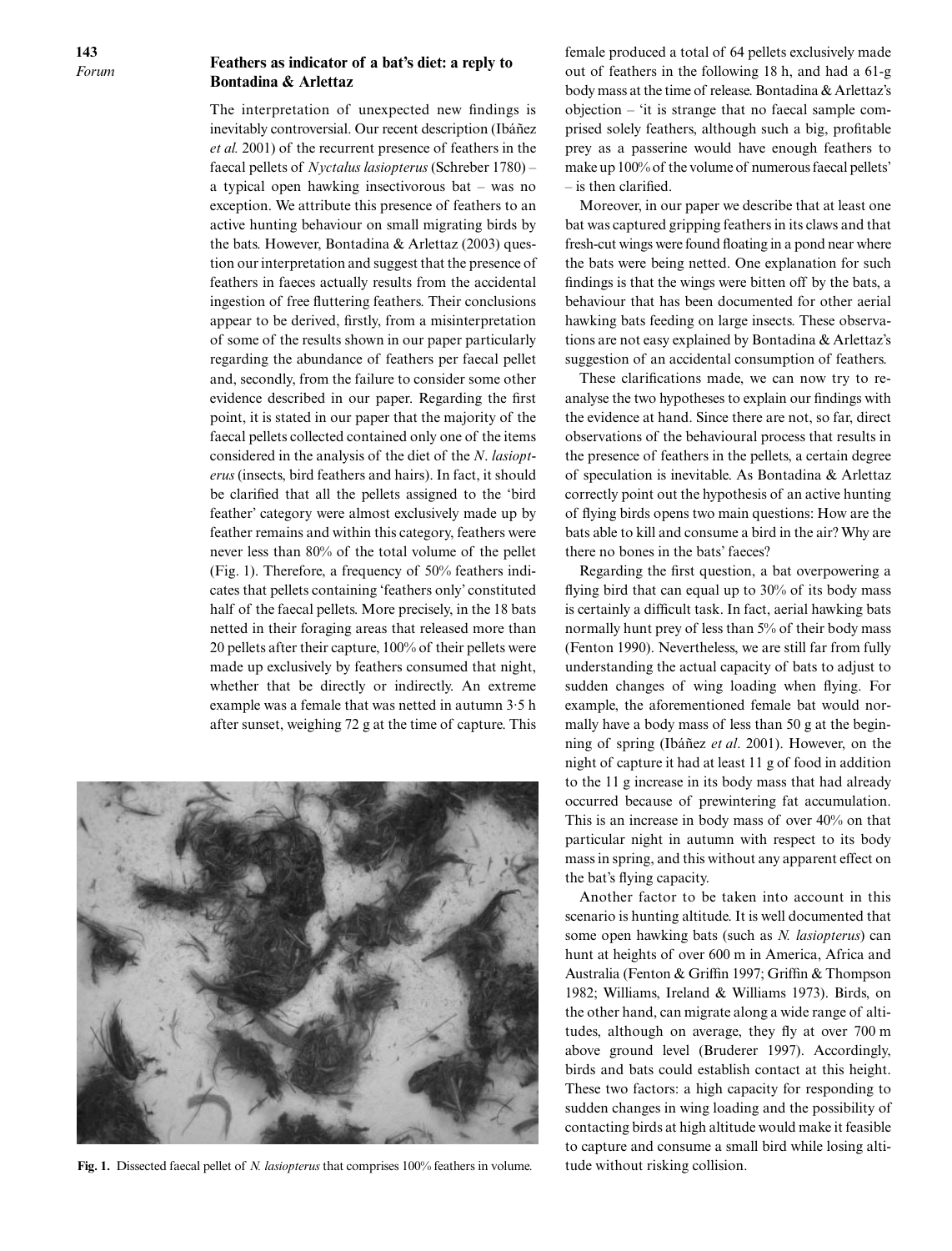## Feathers as indicator of a bat's diet: a reply to Bontadina & Arlettaz

The interpretation of unexpected new findings is inevitably controversial. Our recent description (Ibáñez *et al.* 2001) of the recurrent presence of feathers in the faecal pellets of *Nyctalus lasiopterus* (Schreber 1780) – a typical open hawking insectivorous bat – was no exception. We attribute this presence of feathers to an active hunting behaviour on small migrating birds by the bats. However, Bontadina & Arlettaz (2003) question our interpretation and suggest that the presence of feathers in faeces actually results from the accidental ingestion of free fluttering feathers. Their conclusions appear to be derived, firstly, from a misinterpretation of some of the results shown in our paper particularly regarding the abundance of feathers per faecal pellet and, secondly, from the failure to consider some other evidence described in our paper. Regarding the first point, it is stated in our paper that the majority of the faecal pellets collected contained only one of the items considered in the analysis of the diet of the *N. lasiopterus* (insects, bird feathers and hairs). In fact, it should be clarified that all the pellets assigned to the 'bird feather' category were almost exclusively made up by feather remains and within this category, feathers were never less than 80% of the total volume of the pellet (Fig. 1). Therefore, a frequency of 50% feathers indicates that pellets containing 'feathers only' constituted half of the faecal pellets. More precisely, in the 18 bats netted in their foraging areas that released more than 20 pellets after their capture, 100% of their pellets were made up exclusively by feathers consumed that night, whether that be directly or indirectly. An extreme example was a female that was netted in autumn 3·5 h after sunset, weighing 72 g at the time of capture. This female produced a total of 64 pellets exclusively made out of feathers in the following 18 h, and had a 61-g body mass at the time of release. Bontadina & Arlettaz's objection – 'it is strange that no faecal sample comprised solely feathers, although such a big, profitable prey as a passerine would have enough feathers to make up 100% of the volume of numerous faecal pellets' – is then clarified.

**Fig. 1.** Dissected faecal pellet of *N. lasiopterus* that comprises 100% feathers in volume.

Moreover, in our paper we describe that at least one bat was captured gripping feathers in its claws and that fresh-cut wings were found floating in a pond near where the bats were being netted. One explanation for such findings is that the wings were bitten off by the bats, a behaviour that has been documented for other aerial hawking bats feeding on large insects. These observations are not easy explained by Bontadina & Arlettaz's suggestion of an accidental consumption of feathers.

These clarifications made, we can now try to reanalyse the two hypotheses to explain our findings with the evidence at hand. Since there are not, so far, direct observations of the behavioural process that results in the presence of feathers in the pellets, a certain degree of speculation is inevitable. As Bontadina & Arlettaz correctly point out the hypothesis of an active hunting of flying birds opens two main questions: How are the bats able to kill and consume a bird in the air? Why are there no bones in the bats' faeces?

Regarding the first question, a bat overpowering a flying bird that can equal up to 30% of its body mass is certainly a difficult task. In fact, aerial hawking bats normally hunt prey of less than 5% of their body mass (Fenton 1990). Nevertheless, we are still far from fully understanding the actual capacity of bats to adjust to sudden changes of wing loading when flying. For example, the aforementioned female bat would normally have a body mass of less than 50 g at the beginning of spring (Ibáñez *et al*. 2001). However, on the night of capture it had at least 11 g of food in addition to the 11 g increase in its body mass that had already occurred because of prewintering fat accumulation. This is an increase in body mass of over 40% on that particular night in autumn with respect to its body mass in spring, and this without any apparent effect on the bat's flying capacity.

Another factor to be taken into account in this scenario is hunting altitude. It is well documented that some open hawking bats (such as *N. lasiopterus*) can hunt at heights of over 600 m in America, Africa and Australia (Fenton & Griffin 1997; Griffin & Thompson 1982; Williams, Ireland & Williams 1973). Birds, on the other hand, can migrate along a wide range of altitudes, although on average, they fly at over 700 m above ground level (Bruderer 1997). Accordingly, birds and bats could establish contact at this height. These two factors: a high capacity for responding to sudden changes in wing loading and the possibility of contacting birds at high altitude would make it feasible to capture and consume a small bird while losing altitude without risking collision.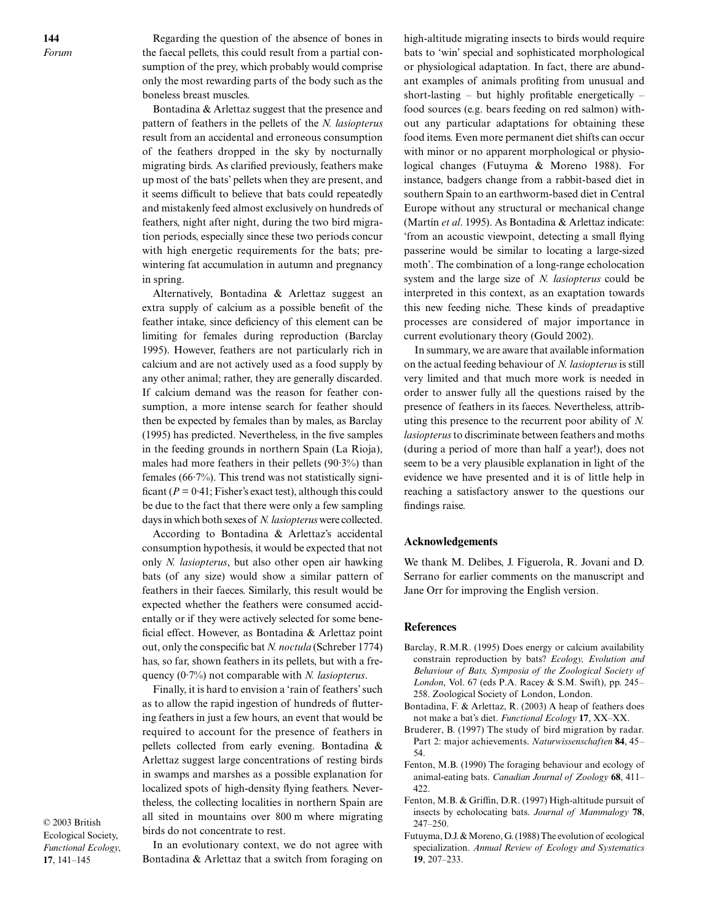Regarding the question of the absence of bones in the faecal pellets, this could result from a partial consumption of the prey, which probably would comprise only the most rewarding parts of the body such as the boneless breast muscles.

Bontadina & Arlettaz suggest that the presence and pattern of feathers in the pellets of the *N. lasiopterus* result from an accidental and erroneous consumption of the feathers dropped in the sky by nocturnally migrating birds. As clarified previously, feathers make up most of the bats' pellets when they are present, and it seems difficult to believe that bats could repeatedly and mistakenly feed almost exclusively on hundreds of feathers, night after night, during the two bird migration periods, especially since these two periods concur with high energetic requirements for the bats; pre-wintering fat accumulation in autumn and pregnancy in spring.

Alternatively, Bontadina & Arlettaz suggest an extra supply of calcium as a possible benefit of the feather intake, since deficiency of this element can be limiting for females during reproduction (Barclay 1995). However, feathers are not particularly rich in calcium and are not actively used as a food supply by any other animal; rather, they are generally discarded. If calcium demand was the reason for feather consumption, a more intense search for feather should then be expected by females than by males, as Barclay (1995) has predicted. Nevertheless, in the five samples in the feeding grounds in northern Spain (La Rioja), males had more feathers in their pellets (90·3%) than females (66·7%). This trend was not statistically significant ($P = 0·41$; Fisher's exact test), although this could be due to the fact that there were only a few sampling days in which both sexes of *N. lasiopterus* were collected.

According to Bontadina & Arlettaz's accidental consumption hypothesis, it would be expected that not only *N. lasiopterus*, but also other open air hawking bats (of any size) would show a similar pattern of feathers in their faeces. Similarly, this result would be expected whether the feathers were consumed accidentally or if they were actively selected for some beneficial effect. However, as Bontadina & Arlettaz point out, only the conspecific bat *N. noctula* (Schreber 1774) has, so far, shown feathers in its pellets, but with a frequency (0·7%) not comparable with *N. lasiopterus*.

Finally, it is hard to envision a 'rain of feathers' such as to allow the rapid ingestion of hundreds of fluttering feathers in just a few hours, an event that would be required to account for the presence of feathers in pellets collected from early evening. Bontadina & Arlettaz suggest large concentrations of resting birds in swamps and marshes as a possible explanation for localized spots of high-density flying feathers. Nevertheless, the collecting localities in northern Spain are all sited in mountains over 800 m where migrating birds do not concentrate to rest.

In an evolutionary context, we do not agree with Bontadina & Arlettaz that a switch from foraging on high-altitude migrating insects to birds would require bats to 'win' special and sophisticated morphological or physiological adaptation. In fact, there are abundant examples of animals profiting from unusual and short-lasting – but highly profitable energetically – food sources (e.g. bears feeding on red salmon) without any particular adaptations for obtaining these food items. Even more permanent diet shifts can occur with minor or no apparent morphological or physiological changes (Futuyma & Moreno 1988). For instance, badgers change from a rabbit-based diet in southern Spain to an earthworm-based diet in Central Europe without any structural or mechanical change (Martín *et al*. 1995). As Bontadina & Arlettaz indicate: 'from an acoustic viewpoint, detecting a small flying passerine would be similar to locating a large-sized moth'. The combination of a long-range echolocation system and the large size of *N. lasiopterus* could be interpreted in this context, as an exaptation towards this new feeding niche. These kinds of preadaptive processes are considered of major importance in current evolutionary theory (Gould 2002).

In summary, we are aware that available information on the actual feeding behaviour of *N. lasiopterus* is still very limited and that much more work is needed in order to answer fully all the questions raised by the presence of feathers in its faeces. Nevertheless, attributing this presence to the recurrent poor ability of *N. lasiopterus* to discriminate between feathers and moths (during a period of more than half a year!), does not seem to be a very plausible explanation in light of the evidence we have presented and it is of little help in reaching a satisfactory answer to the questions our findings raise.

## Acknowledgements

We thank M. Delibes, J. Figuerola, R. Jovani and D. Serrano for earlier comments on the manuscript and Jane Orr for improving the English version.

## References

Barclay, R.M.R. (1995) Does energy or calcium availability constrain reproduction by bats? *Ecology, Evolution and Behaviour of Bats, Symposia of the Zoological Society of London*, Vol. 67 (eds P.A. Racey & S.M. Swift), pp. 245–258. Zoological Society of London, London.

Bontadina, F. & Arlettaz, R. (2003) A heap of feathers does not make a bat's diet. *Functional Ecology* **17**, XX–XX.

Bruderer, B. (1997) The study of bird migration by radar. Part 2: major achievements. *Naturwissenschaften* **84**, 45–54.

Fenton, M.B. (1990) The foraging behaviour and ecology of animal-eating bats. *Canadian Journal of Zoology* **68**, 411–422.

Fenton, M.B. & Griffin, D.R. (1997) High-altitude pursuit of insects by echolocating bats. *Journal of Mammalogy* **78**, 247–250.

Futuyma, D.J. & Moreno, G. (1988) The evolution of ecological specialization. *Annual Review of Ecology and Systematics* **19**, 207–233.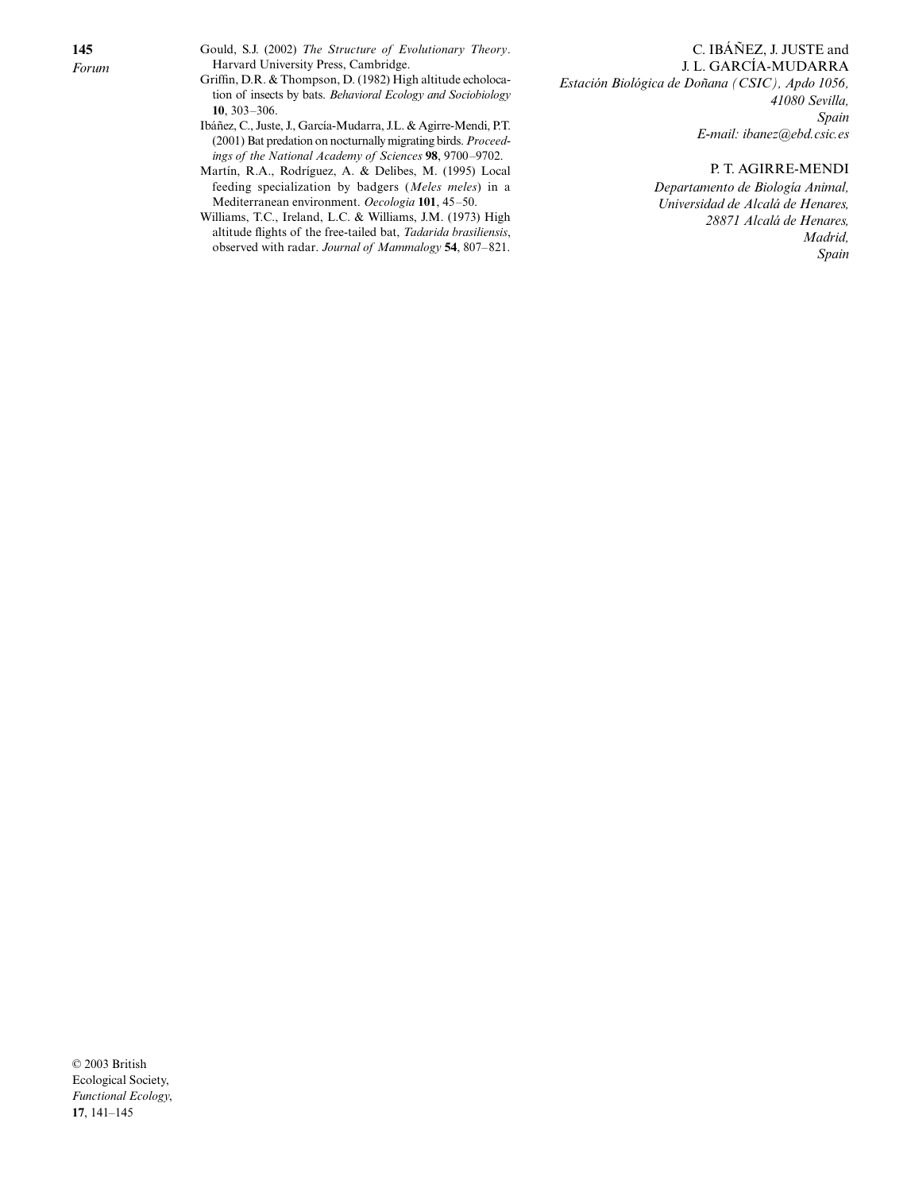Gould, S.J. (2002) *The Structure of Evolutionary Theory*. Harvard University Press, Cambridge.

Griffin, D.R. & Thompson, D. (1982) High altitude echolocation of insects by bats. *Behavioral Ecology and Sociobiology* **10**, 303–306.

Ibáñez, C., Juste, J., García-Mudarra, J.L. & Agirre-Mendi, P.T. (2001) Bat predation on nocturnally migrating birds. *Proceedings of the National Academy of Sciences* **98**, 9700–9702.

Martín, R.A., Rodríguez, A. & Delibes, M. (1995) Local feeding specialization by badgers (*Meles meles*) in a Mediterranean environment. *Oecologia* **101**, 45–50.

Williams, T.C., Ireland, L.C. & Williams, J.M. (1973) High altitude flights of the free-tailed bat, *Tadarida brasiliensis*, observed with radar. *Journal of Mammalogy* **54**, 807–821.

C. IBÁÑEZ, J. JUSTE and J. L. GARCÍA-MUDARRA
*Estación Biológica de Doñana (CSIC), Apdo 1056, 41080 Sevilla, Spain*
*E-mail: ibanez@ebd.csic.es*

P. T. AGIRRE-MENDI
*Departamento de Biología Animal, Universidad de Alcalá de Henares, 28871 Alcalá de Henares, Madrid, Spain*